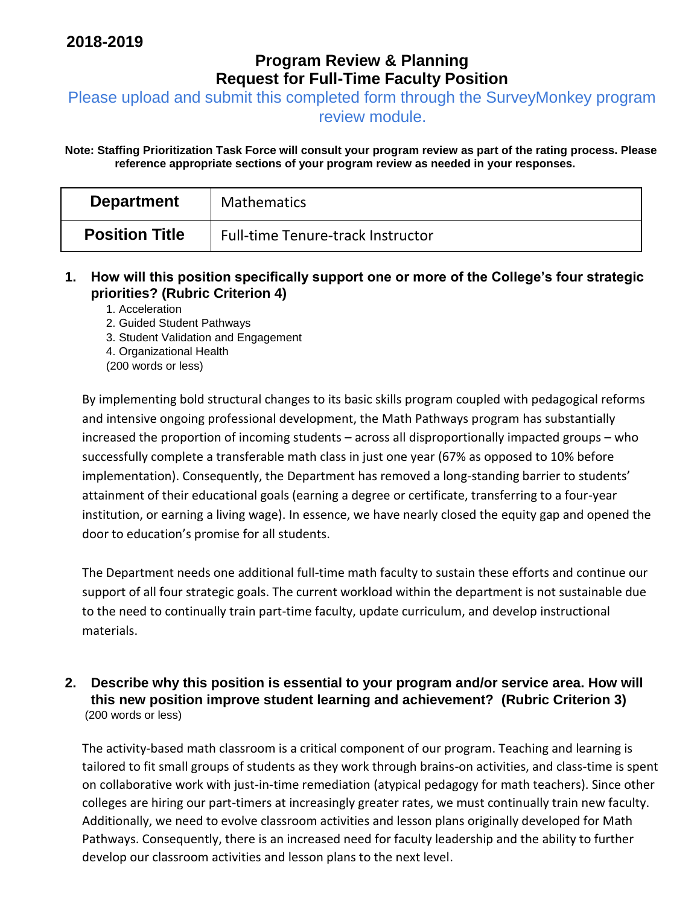**2018-2019**

# Program Review & Planning
# Request for Full-Time Faculty Position

Please upload and submit this completed form through the SurveyMonkey program review module.

**Note: Staffing Prioritization Task Force will consult your program review as part of the rating process. Please reference appropriate sections of your program review as needed in your responses.**

| **Department** | Mathematics |
|---|---|
| **Position Title** | Full-time Tenure-track Instructor |

## 1. How will this position specifically support one or more of the College's four strategic priorities? (Rubric Criterion 4)

1. Acceleration
2. Guided Student Pathways
3. Student Validation and Engagement
4. Organizational Health

(200 words or less)

By implementing bold structural changes to its basic skills program coupled with pedagogical reforms and intensive ongoing professional development, the Math Pathways program has substantially increased the proportion of incoming students – across all disproportionally impacted groups – who successfully complete a transferable math class in just one year (67% as opposed to 10% before implementation). Consequently, the Department has removed a long-standing barrier to students' attainment of their educational goals (earning a degree or certificate, transferring to a four-year institution, or earning a living wage). In essence, we have nearly closed the equity gap and opened the door to education's promise for all students.

The Department needs one additional full-time math faculty to sustain these efforts and continue our support of all four strategic goals. The current workload within the department is not sustainable due to the need to continually train part-time faculty, update curriculum, and develop instructional materials.

## 2. Describe why this position is essential to your program and/or service area. How will this new position improve student learning and achievement? (Rubric Criterion 3)

(200 words or less)

The activity-based math classroom is a critical component of our program. Teaching and learning is tailored to fit small groups of students as they work through brains-on activities, and class-time is spent on collaborative work with just-in-time remediation (atypical pedagogy for math teachers). Since other colleges are hiring our part-timers at increasingly greater rates, we must continually train new faculty. Additionally, we need to evolve classroom activities and lesson plans originally developed for Math Pathways. Consequently, there is an increased need for faculty leadership and the ability to further develop our classroom activities and lesson plans to the next level.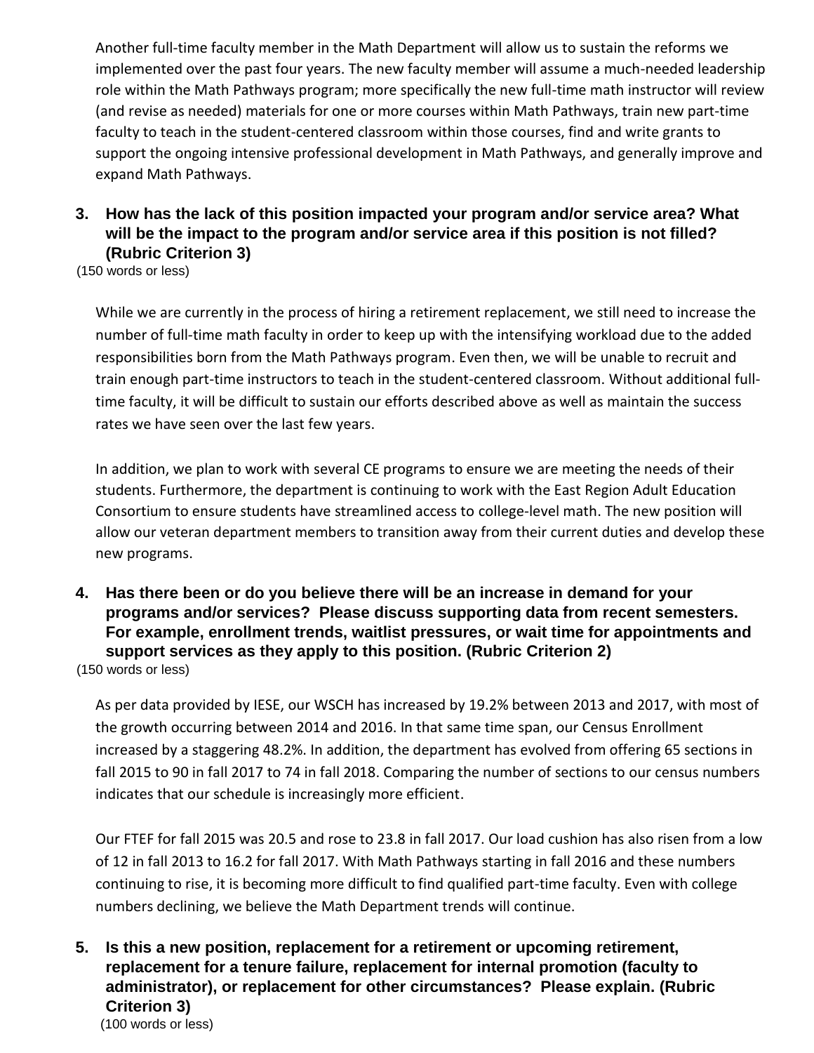Another full-time faculty member in the Math Department will allow us to sustain the reforms we implemented over the past four years. The new faculty member will assume a much-needed leadership role within the Math Pathways program; more specifically the new full-time math instructor will review (and revise as needed) materials for one or more courses within Math Pathways, train new part-time faculty to teach in the student-centered classroom within those courses, find and write grants to support the ongoing intensive professional development in Math Pathways, and generally improve and expand Math Pathways.

**3. How has the lack of this position impacted your program and/or service area? What will be the impact to the program and/or service area if this position is not filled? (Rubric Criterion 3)**

(150 words or less)

While we are currently in the process of hiring a retirement replacement, we still need to increase the number of full-time math faculty in order to keep up with the intensifying workload due to the added responsibilities born from the Math Pathways program. Even then, we will be unable to recruit and train enough part-time instructors to teach in the student-centered classroom. Without additional full-time faculty, it will be difficult to sustain our efforts described above as well as maintain the success rates we have seen over the last few years.

In addition, we plan to work with several CE programs to ensure we are meeting the needs of their students. Furthermore, the department is continuing to work with the East Region Adult Education Consortium to ensure students have streamlined access to college-level math. The new position will allow our veteran department members to transition away from their current duties and develop these new programs.

**4. Has there been or do you believe there will be an increase in demand for your programs and/or services? Please discuss supporting data from recent semesters. For example, enrollment trends, waitlist pressures, or wait time for appointments and support services as they apply to this position. (Rubric Criterion 2)**

(150 words or less)

As per data provided by IESE, our WSCH has increased by 19.2% between 2013 and 2017, with most of the growth occurring between 2014 and 2016. In that same time span, our Census Enrollment increased by a staggering 48.2%. In addition, the department has evolved from offering 65 sections in fall 2015 to 90 in fall 2017 to 74 in fall 2018. Comparing the number of sections to our census numbers indicates that our schedule is increasingly more efficient.

Our FTEF for fall 2015 was 20.5 and rose to 23.8 in fall 2017. Our load cushion has also risen from a low of 12 in fall 2013 to 16.2 for fall 2017. With Math Pathways starting in fall 2016 and these numbers continuing to rise, it is becoming more difficult to find qualified part-time faculty. Even with college numbers declining, we believe the Math Department trends will continue.

**5. Is this a new position, replacement for a retirement or upcoming retirement, replacement for a tenure failure, replacement for internal promotion (faculty to administrator), or replacement for other circumstances? Please explain. (Rubric Criterion 3)**

(100 words or less)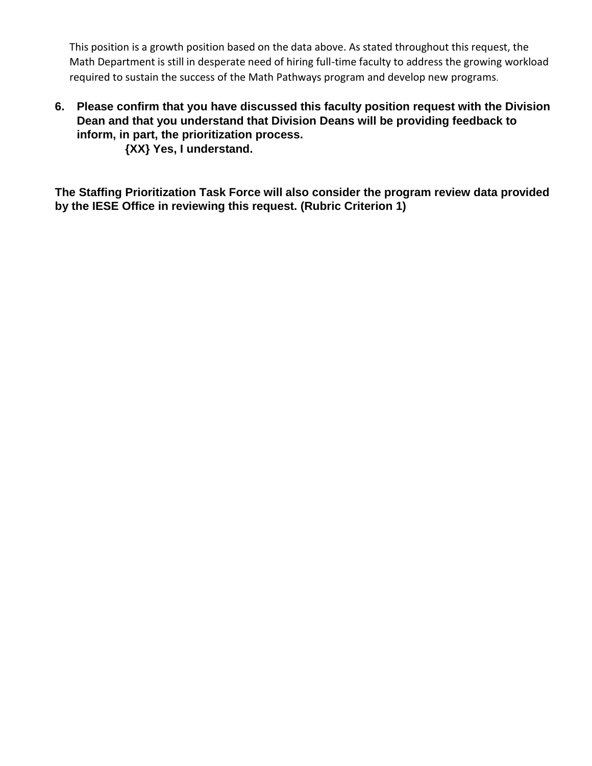This position is a growth position based on the data above. As stated throughout this request, the Math Department is still in desperate need of hiring full-time faculty to address the growing workload required to sustain the success of the Math Pathways program and develop new programs.

6. **Please confirm that you have discussed this faculty position request with the Division Dean and that you understand that Division Deans will be providing feedback to inform, in part, the prioritization process.**

   **{XX} Yes, I understand.**

**The Staffing Prioritization Task Force will also consider the program review data provided by the IESE Office in reviewing this request. (Rubric Criterion 1)**